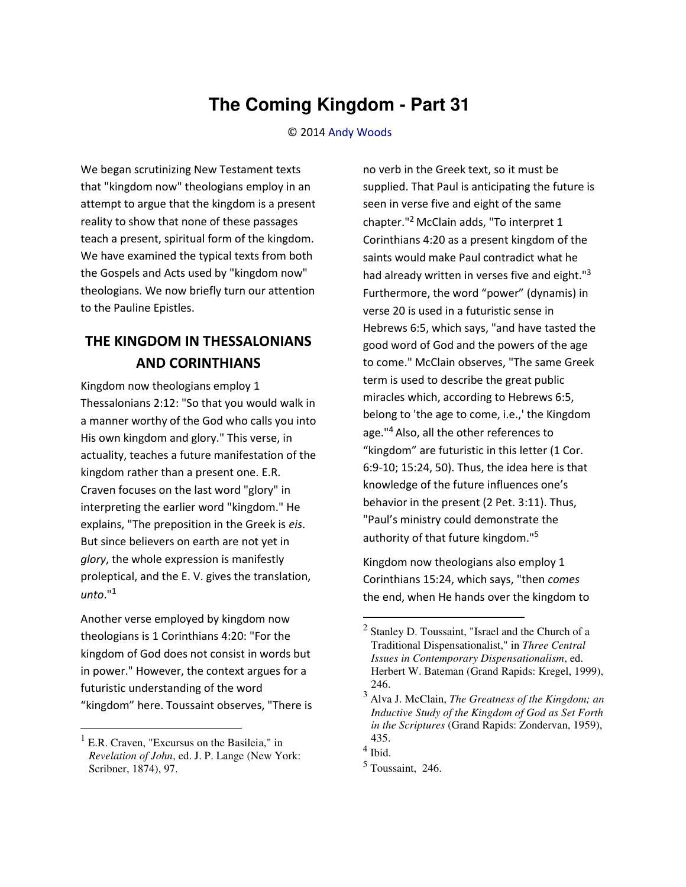# The Coming Kingdom - Part 31

© 2014 Andy Woods

We began scrutinizing New Testament texts that "kingdom now" theologians employ in an attempt to argue that the kingdom is a present reality to show that none of these passages teach a present, spiritual form of the kingdom. We have examined the typical texts from both the Gospels and Acts used by "kingdom now" theologians. We now briefly turn our attention to the Pauline Epistles.

## THE KINGDOM IN THESSALONIANS AND CORINTHIANS

Kingdom now theologians employ 1 Thessalonians 2:12: "So that you would walk in a manner worthy of the God who calls you into His own kingdom and glory." This verse, in actuality, teaches a future manifestation of the kingdom rather than a present one. E.R. Craven focuses on the last word "glory" in interpreting the earlier word "kingdom." He explains, "The preposition in the Greek is *eis*. But since believers on earth are not yet in *glory*, the whole expression is manifestly proleptical, and the E. V. gives the translation, *unto*."[1]

Another verse employed by kingdom now theologians is 1 Corinthians 4:20: "For the kingdom of God does not consist in words but in power." However, the context argues for a futuristic understanding of the word "kingdom" here. Toussaint observes, "There is no verb in the Greek text, so it must be supplied. That Paul is anticipating the future is seen in verse five and eight of the same chapter."[2] McClain adds, "To interpret 1 Corinthians 4:20 as a present kingdom of the saints would make Paul contradict what he had already written in verses five and eight."[3] Furthermore, the word "power" (dynamis) in verse 20 is used in a futuristic sense in Hebrews 6:5, which says, "and have tasted the good word of God and the powers of the age to come." McClain observes, "The same Greek term is used to describe the great public miracles which, according to Hebrews 6:5, belong to 'the age to come, i.e.,' the Kingdom age."[4] Also, all the other references to "kingdom" are futuristic in this letter (1 Cor. 6:9-10; 15:24, 50). Thus, the idea here is that knowledge of the future influences one's behavior in the present (2 Pet. 3:11). Thus, "Paul's ministry could demonstrate the authority of that future kingdom."[5]

Kingdom now theologians also employ 1 Corinthians 15:24, which says, "then *comes* the end, when He hands over the kingdom to

---

[1] E.R. Craven, "Excursus on the Basileia," in *Revelation of John*, ed. J. P. Lange (New York: Scribner, 1874), 97.

[2] Stanley D. Toussaint, "Israel and the Church of a Traditional Dispensationalist," in *Three Central Issues in Contemporary Dispensationalism*, ed. Herbert W. Bateman (Grand Rapids: Kregel, 1999), 246.

[3] Alva J. McClain, *The Greatness of the Kingdom; an Inductive Study of the Kingdom of God as Set Forth in the Scriptures* (Grand Rapids: Zondervan, 1959), 435.

[4] Ibid.

[5] Toussaint, 246.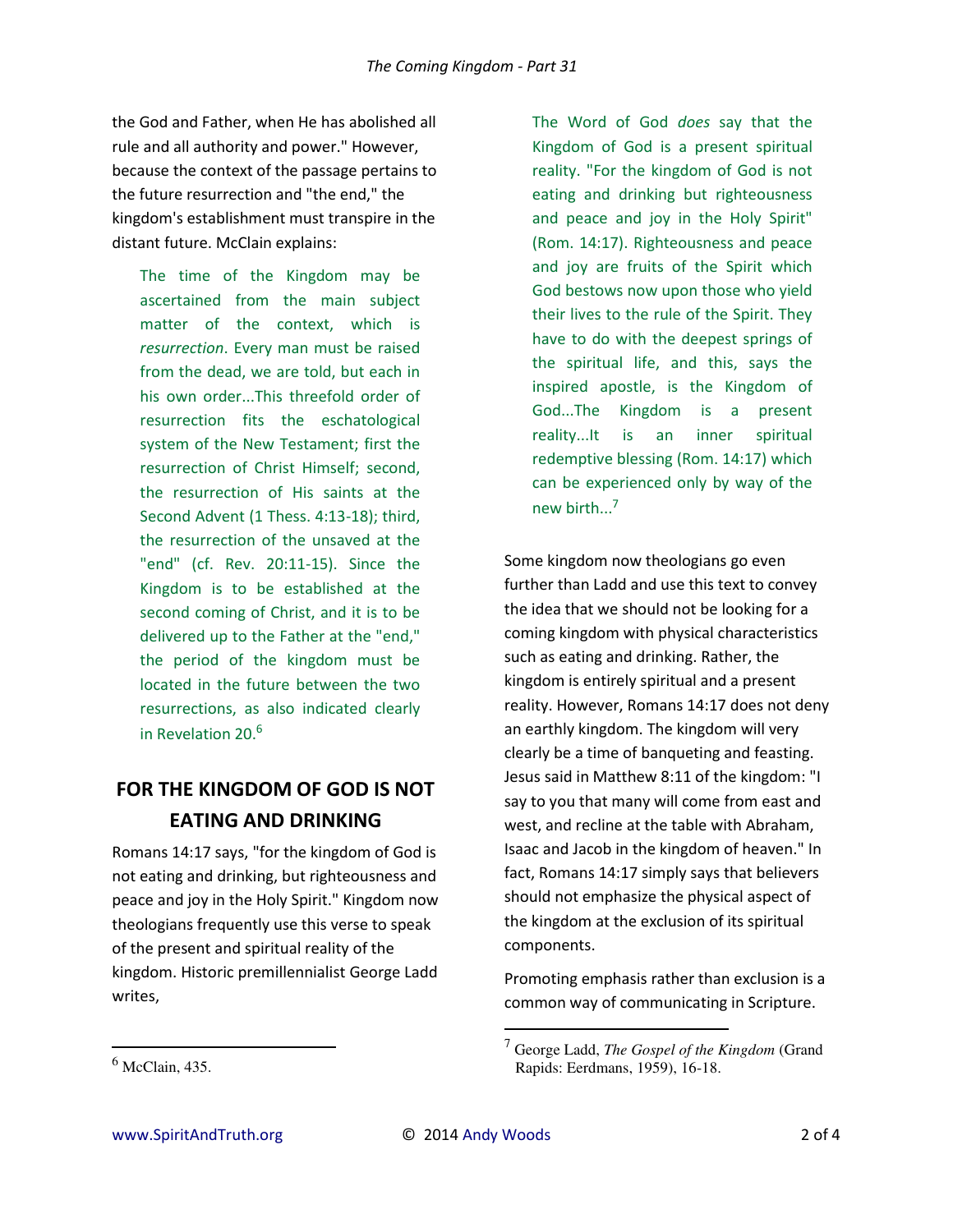the God and Father, when He has abolished all rule and all authority and power." However, because the context of the passage pertains to the future resurrection and "the end," the kingdom's establishment must transpire in the distant future. McClain explains:

> The time of the Kingdom may be ascertained from the main subject matter of the context, which is *resurrection*. Every man must be raised from the dead, we are told, but each in his own order...This threefold order of resurrection fits the eschatological system of the New Testament; first the resurrection of Christ Himself; second, the resurrection of His saints at the Second Advent (1 Thess. 4:13-18); third, the resurrection of the unsaved at the "end" (cf. Rev. 20:11-15). Since the Kingdom is to be established at the second coming of Christ, and it is to be delivered up to the Father at the "end," the period of the kingdom must be located in the future between the two resurrections, as also indicated clearly in Revelation 20.[6]

## FOR THE KINGDOM OF GOD IS NOT EATING AND DRINKING

Romans 14:17 says, "for the kingdom of God is not eating and drinking, but righteousness and peace and joy in the Holy Spirit." Kingdom now theologians frequently use this verse to speak of the present and spiritual reality of the kingdom. Historic premillennialist George Ladd writes,

> The Word of God *does* say that the Kingdom of God is a present spiritual reality. "For the kingdom of God is not eating and drinking but righteousness and peace and joy in the Holy Spirit" (Rom. 14:17). Righteousness and peace and joy are fruits of the Spirit which God bestows now upon those who yield their lives to the rule of the Spirit. They have to do with the deepest springs of the spiritual life, and this, says the inspired apostle, is the Kingdom of God...The Kingdom is a present reality...It is an inner spiritual redemptive blessing (Rom. 14:17) which can be experienced only by way of the new birth...[7]

Some kingdom now theologians go even further than Ladd and use this text to convey the idea that we should not be looking for a coming kingdom with physical characteristics such as eating and drinking. Rather, the kingdom is entirely spiritual and a present reality. However, Romans 14:17 does not deny an earthly kingdom. The kingdom will very clearly be a time of banqueting and feasting. Jesus said in Matthew 8:11 of the kingdom: "I say to you that many will come from east and west, and recline at the table with Abraham, Isaac and Jacob in the kingdom of heaven." In fact, Romans 14:17 simply says that believers should not emphasize the physical aspect of the kingdom at the exclusion of its spiritual components.

Promoting emphasis rather than exclusion is a common way of communicating in Scripture.

---

[6] McClain, 435.

[7] George Ladd, *The Gospel of the Kingdom* (Grand Rapids: Eerdmans, 1959), 16-18.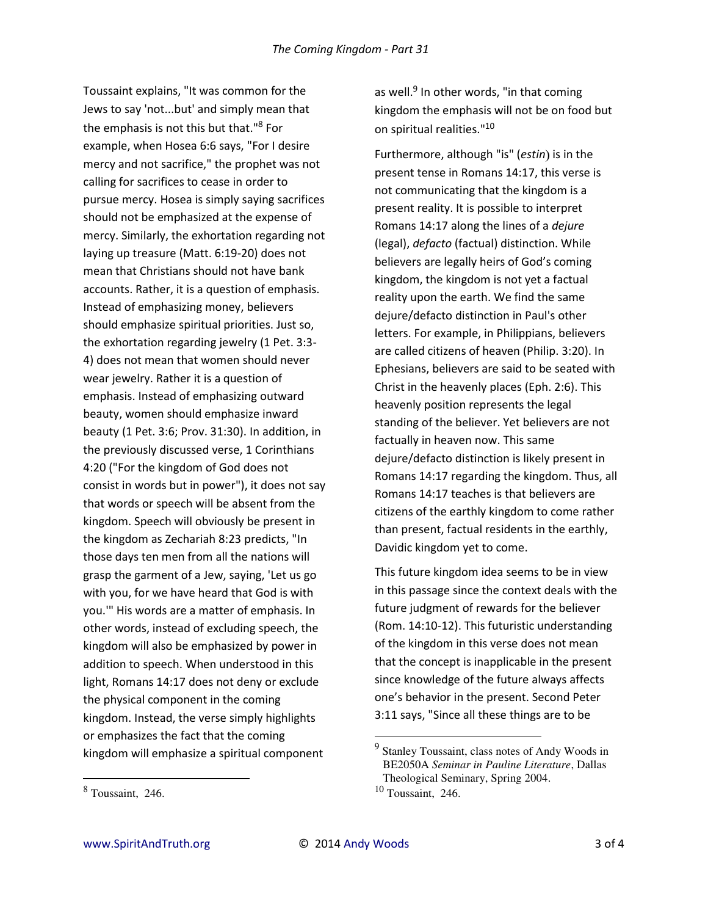Toussaint explains, "It was common for the Jews to say 'not...but' and simply mean that the emphasis is not this but that."[8] For example, when Hosea 6:6 says, "For I desire mercy and not sacrifice," the prophet was not calling for sacrifices to cease in order to pursue mercy. Hosea is simply saying sacrifices should not be emphasized at the expense of mercy. Similarly, the exhortation regarding not laying up treasure (Matt. 6:19-20) does not mean that Christians should not have bank accounts. Rather, it is a question of emphasis. Instead of emphasizing money, believers should emphasize spiritual priorities. Just so, the exhortation regarding jewelry (1 Pet. 3:3-4) does not mean that women should never wear jewelry. Rather it is a question of emphasis. Instead of emphasizing outward beauty, women should emphasize inward beauty (1 Pet. 3:6; Prov. 31:30). In addition, in the previously discussed verse, 1 Corinthians 4:20 ("For the kingdom of God does not consist in words but in power"), it does not say that words or speech will be absent from the kingdom. Speech will obviously be present in the kingdom as Zechariah 8:23 predicts, "In those days ten men from all the nations will grasp the garment of a Jew, saying, 'Let us go with you, for we have heard that God is with you.'" His words are a matter of emphasis. In other words, instead of excluding speech, the kingdom will also be emphasized by power in addition to speech. When understood in this light, Romans 14:17 does not deny or exclude the physical component in the coming kingdom. Instead, the verse simply highlights or emphasizes the fact that the coming kingdom will emphasize a spiritual component as well.[9] In other words, "in that coming kingdom the emphasis will not be on food but on spiritual realities."[10]

Furthermore, although "is" (*estin*) is in the present tense in Romans 14:17, this verse is not communicating that the kingdom is a present reality. It is possible to interpret Romans 14:17 along the lines of a *dejure* (legal), *defacto* (factual) distinction. While believers are legally heirs of God's coming kingdom, the kingdom is not yet a factual reality upon the earth. We find the same dejure/defacto distinction in Paul's other letters. For example, in Philippians, believers are called citizens of heaven (Philip. 3:20). In Ephesians, believers are said to be seated with Christ in the heavenly places (Eph. 2:6). This heavenly position represents the legal standing of the believer. Yet believers are not factually in heaven now. This same dejure/defacto distinction is likely present in Romans 14:17 regarding the kingdom. Thus, all Romans 14:17 teaches is that believers are citizens of the earthly kingdom to come rather than present, factual residents in the earthly, Davidic kingdom yet to come.

This future kingdom idea seems to be in view in this passage since the context deals with the future judgment of rewards for the believer (Rom. 14:10-12). This futuristic understanding of the kingdom in this verse does not mean that the concept is inapplicable in the present since knowledge of the future always affects one's behavior in the present. Second Peter 3:11 says, "Since all these things are to be

---

[8] Toussaint, 246.

[9] Stanley Toussaint, class notes of Andy Woods in BE2050A *Seminar in Pauline Literature*, Dallas Theological Seminary, Spring 2004.

[10] Toussaint, 246.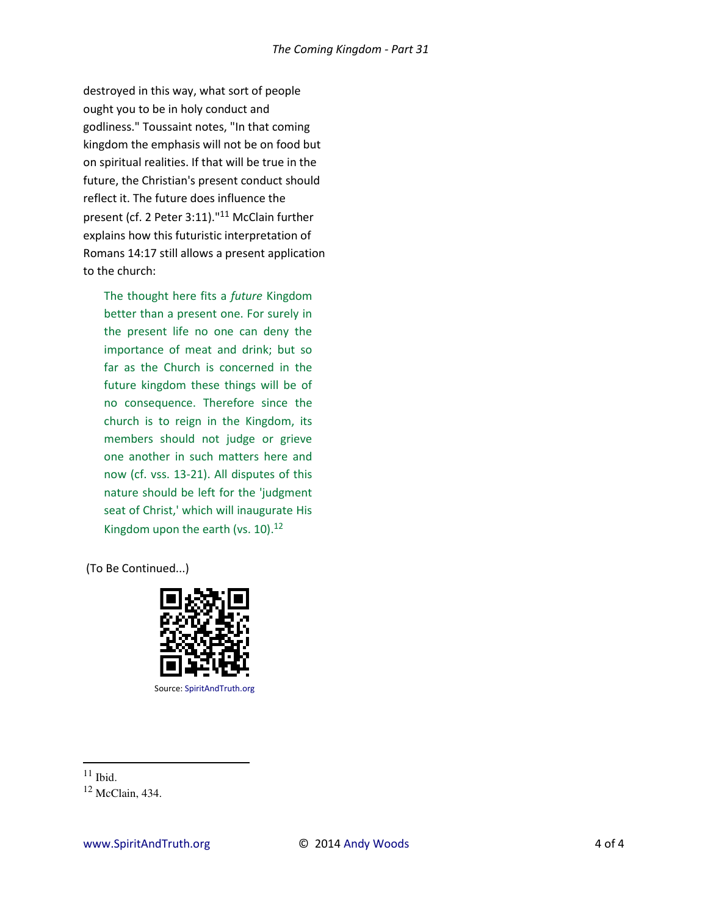destroyed in this way, what sort of people ought you to be in holy conduct and godliness." Toussaint notes, "In that coming kingdom the emphasis will not be on food but on spiritual realities. If that will be true in the future, the Christian's present conduct should reflect it. The future does influence the present (cf. 2 Peter 3:11)."[11] McClain further explains how this futuristic interpretation of Romans 14:17 still allows a present application to the church:

> The thought here fits a *future* Kingdom better than a present one. For surely in the present life no one can deny the importance of meat and drink; but so far as the Church is concerned in the future kingdom these things will be of no consequence. Therefore since the church is to reign in the Kingdom, its members should not judge or grieve one another in such matters here and now (cf. vss. 13-21). All disputes of this nature should be left for the 'judgment seat of Christ,' which will inaugurate His Kingdom upon the earth (vs. 10).[12]

(To Be Continued...)

Source: SpiritAndTruth.org

---

[11] Ibid.

[12] McClain, 434.

www.SpiritAndTruth.org © 2014 Andy Woods